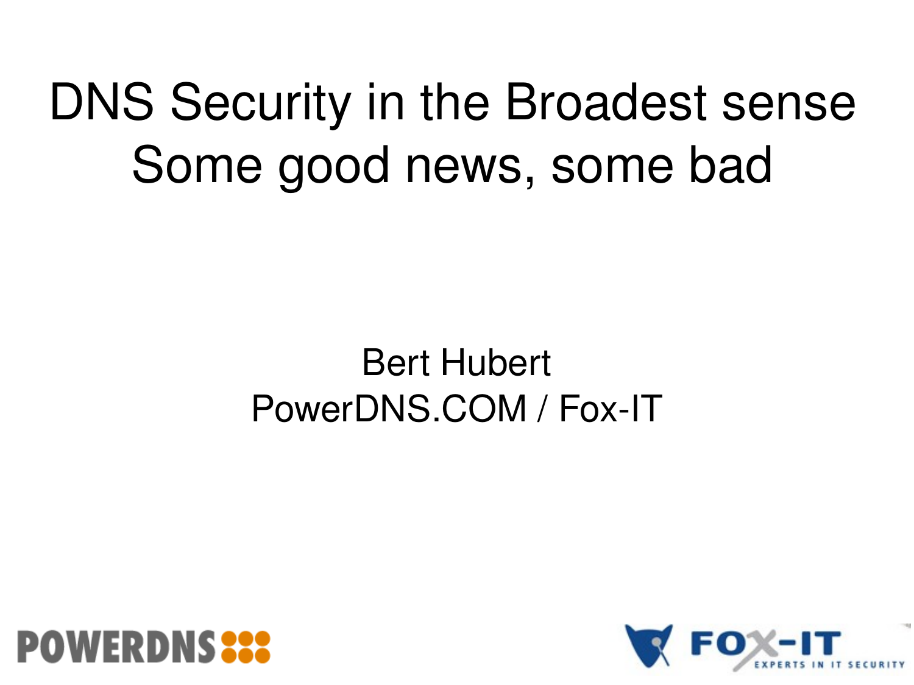# DNS Security in the Broadest sense
# Some good news, some bad

Bert Hubert
PowerDNS.COM / Fox-IT

POWERDNS

FOX-IT
EXPERTS IN IT SECURITY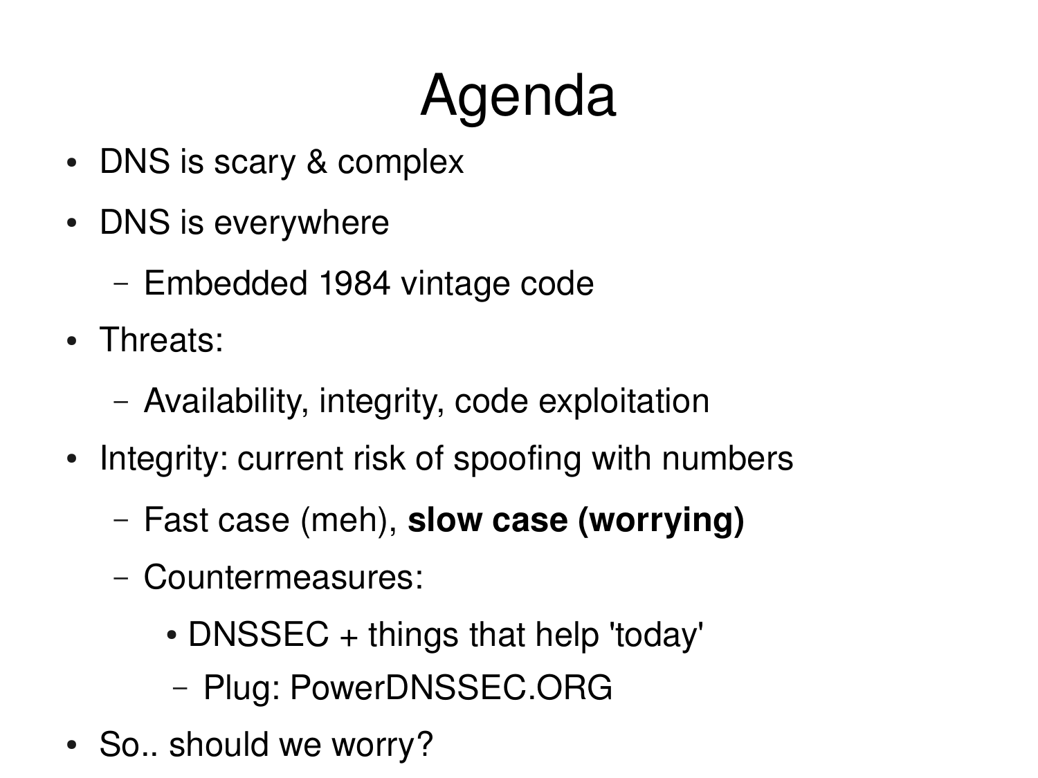# Agenda

- DNS is scary & complex
- DNS is everywhere
  - Embedded 1984 vintage code
- Threats:
  - Availability, integrity, code exploitation
- Integrity: current risk of spoofing with numbers
  - Fast case (meh), **slow case (worrying)**
  - Countermeasures:
    - DNSSEC + things that help 'today'
    - Plug: PowerDNSSEC.ORG
- So.. should we worry?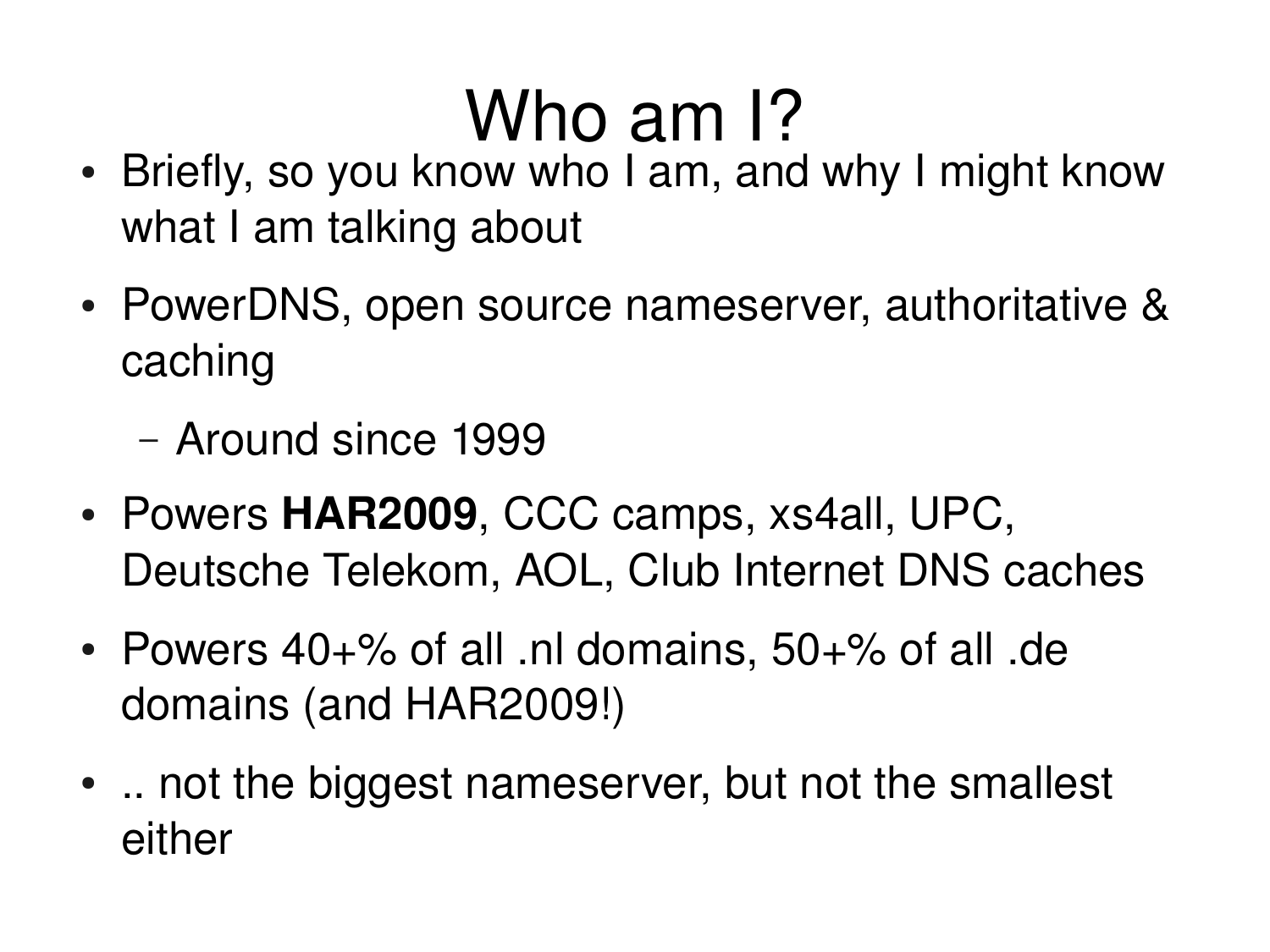# Who am I?

- Briefly, so you know who I am, and why I might know what I am talking about
- PowerDNS, open source nameserver, authoritative & caching
  - Around since 1999
- Powers **HAR2009**, CCC camps, xs4all, UPC, Deutsche Telekom, AOL, Club Internet DNS caches
- Powers 40+% of all .nl domains, 50+% of all .de domains (and HAR2009!)
- .. not the biggest nameserver, but not the smallest either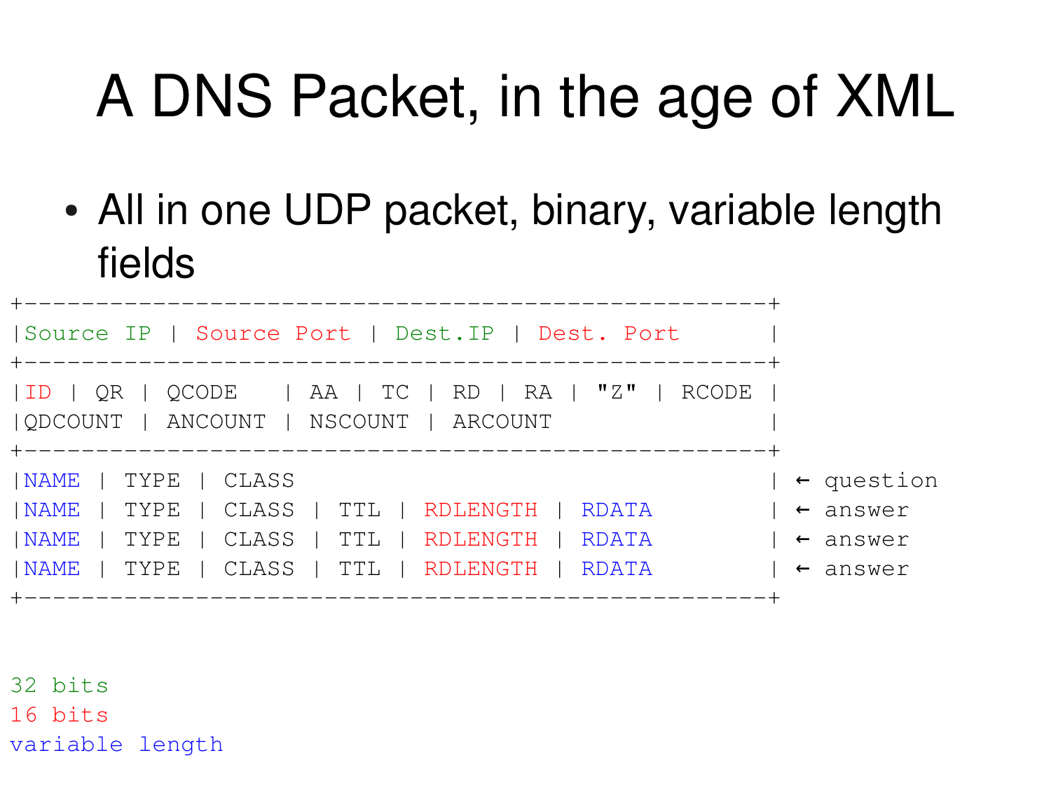# A DNS Packet, in the age of XML

- All in one UDP packet, binary, variable length fields

```
+--------------------------------------------------------+
|Source IP | Source Port | Dest.IP | Dest. Port          |
+--------------------------------------------------------+
|ID | QR | QCODE    | AA | TC | RD | RA | "Z" | RCODE |
|QDCOUNT | ANCOUNT | NSCOUNT | ARCOUNT                   |
+--------------------------------------------------------+
|NAME | TYPE | CLASS                                    | ← question
|NAME | TYPE | CLASS | TTL | RDLENGTH | RDATA           | ← answer
|NAME | TYPE | CLASS | TTL | RDLENGTH | RDATA           | ← answer
|NAME | TYPE | CLASS | TTL | RDLENGTH | RDATA           | ← answer
+--------------------------------------------------------+
```

32 bits
16 bits
variable length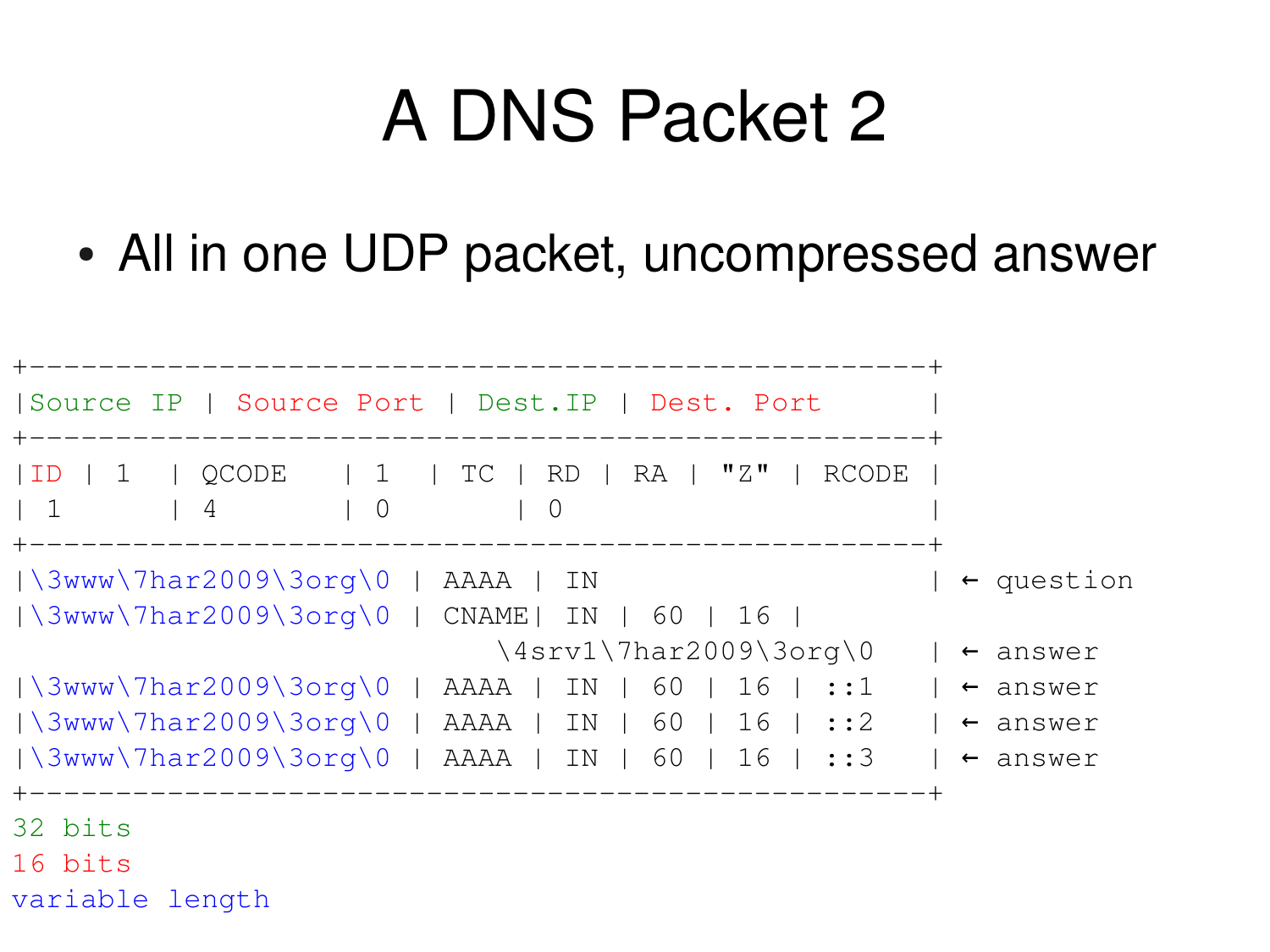# A DNS Packet 2

- All in one UDP packet, uncompressed answer

```
+-----------------------------------------------------+
|Source IP | Source Port | Dest.IP | Dest. Port       |
+-----------------------------------------------------+
|ID | 1   | QCODE    | 1   | TC | RD | RA | "Z" | RCODE |
| 1       | 4        | 0        | 0                   |
+-----------------------------------------------------+
|\3www\7har2009\3org\0 | AAAA | IN                    | ← question
|\3www\7har2009\3org\0 | CNAME| IN | 60 | 16 |
                            \4srv1\7har2009\3org\0    | ← answer
|\3www\7har2009\3org\0 | AAAA | IN | 60 | 16 | ::1    | ← answer
|\3www\7har2009\3org\0 | AAAA | IN | 60 | 16 | ::2    | ← answer
|\3www\7har2009\3org\0 | AAAA | IN | 60 | 16 | ::3    | ← answer
+-----------------------------------------------------+
32 bits
16 bits
variable length
```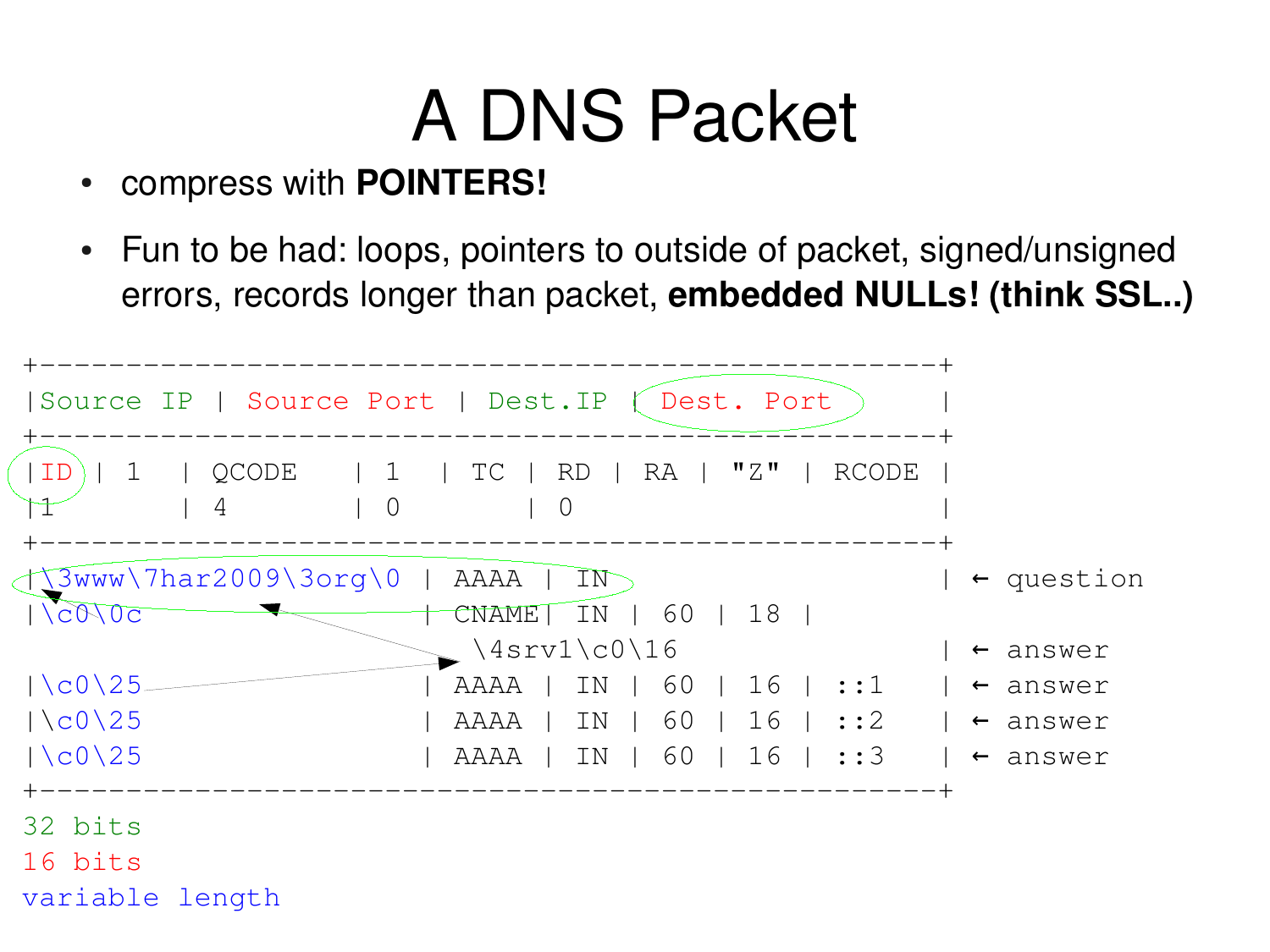# A DNS Packet

- compress with **POINTERS!**
- Fun to be had: loops, pointers to outside of packet, signed/unsigned errors, records longer than packet, **embedded NULLs! (think SSL..)**

```
+-------------------------------------------------------+
|Source IP | Source Port | Dest.IP | Dest. Port         |
+-------------------------------------------------------+
|ID | 1   | QCODE    | 1   | TC | RD | RA | "Z" | RCODE |
|1        | 4        | 0        | 0                     |
+-------------------------------------------------------+
|\3www\7har2009\3org\0 | AAAA | IN                      | ← question
|\c0\0c                | CNAME| IN | 60 | 18 |
                         \4srv1\c0\16                   | ← answer
|\c0\25                | AAAA | IN | 60 | 16 | ::1      | ← answer
|\c0\25                | AAAA | IN | 60 | 16 | ::2      | ← answer
|\c0\25                | AAAA | IN | 60 | 16 | ::3      | ← answer
+-------------------------------------------------------+
32 bits
16 bits
variable length
```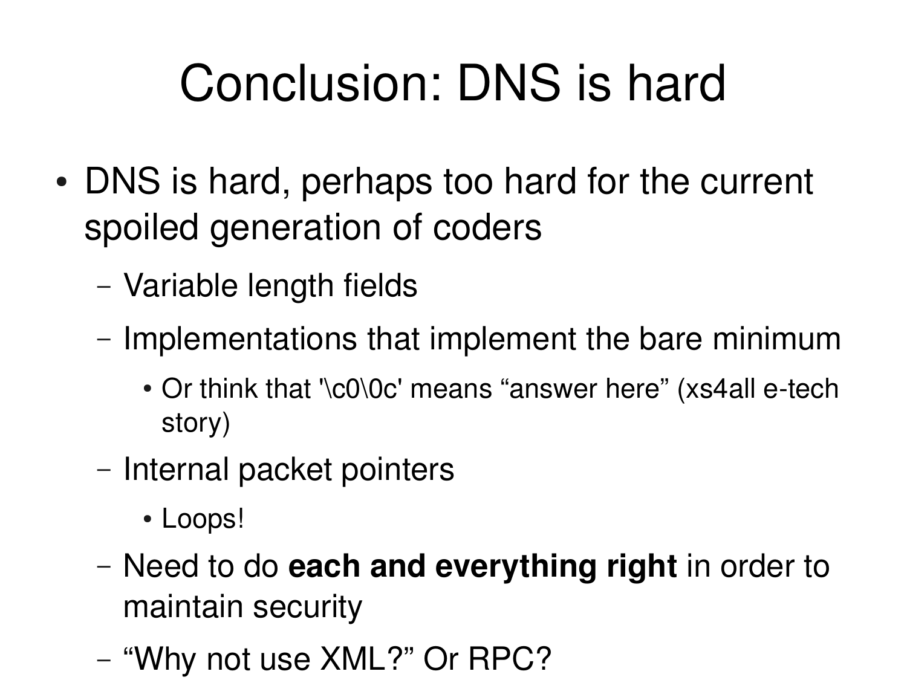# Conclusion: DNS is hard

- DNS is hard, perhaps too hard for the current spoiled generation of coders
  - Variable length fields
  - Implementations that implement the bare minimum
    - Or think that '\c0\0c' means “answer here” (xs4all e-tech story)
  - Internal packet pointers
    - Loops!
  - Need to do **each and everything right** in order to maintain security
  - “Why not use XML?” Or RPC?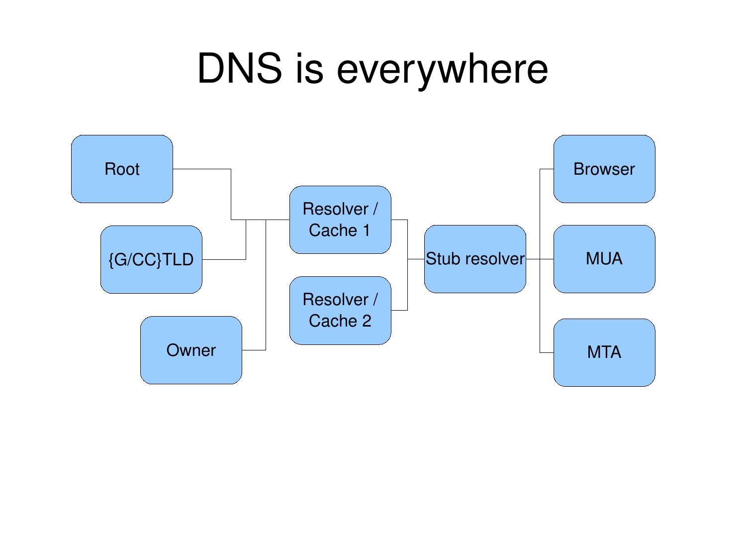# DNS is everywhere

Root

{G/CC}TLD

Owner

Resolver / Cache 1

Resolver / Cache 2

Stub resolver

Browser

MUA

MTA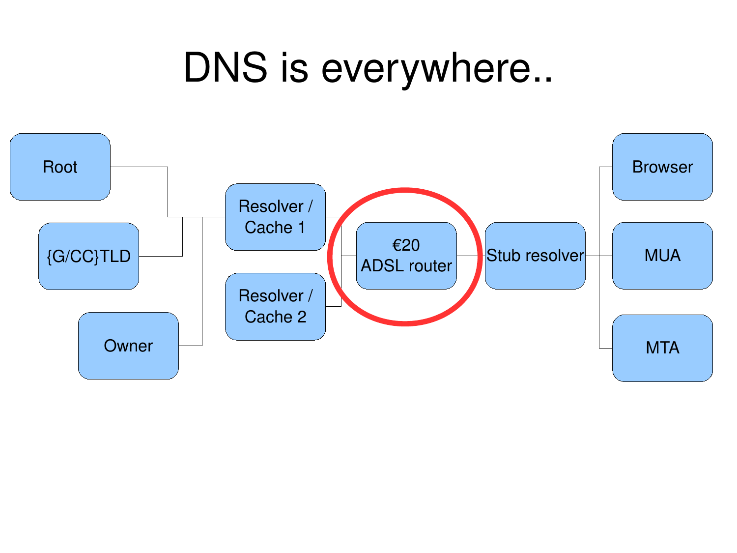# DNS is everywhere..

Root

{G/CC}TLD

Owner

Resolver / Cache 1

Resolver / Cache 2

€20 ADSL router

Stub resolver

Browser

MUA

MTA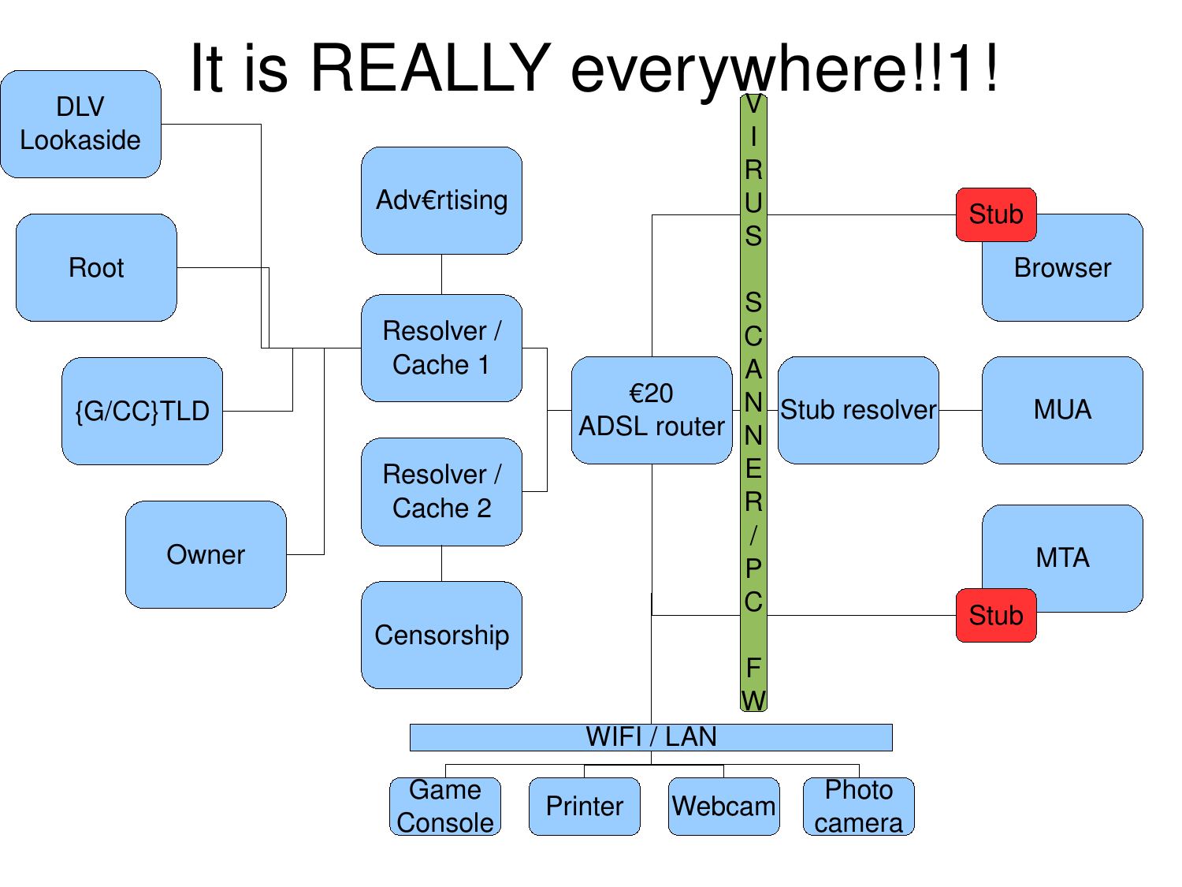# It is REALLY everywhere!!1!

DLV Lookaside

Root

{G/CC}TLD

Owner

Adv€rtising

Resolver / Cache 1

Resolver / Cache 2

Censorship

€20 ADSL router

VIRUS SCANNER / PC FW

Stub resolver

Stub

Browser

MUA

MTA

Stub

WIFI / LAN

Game Console

Printer

Webcam

Photo camera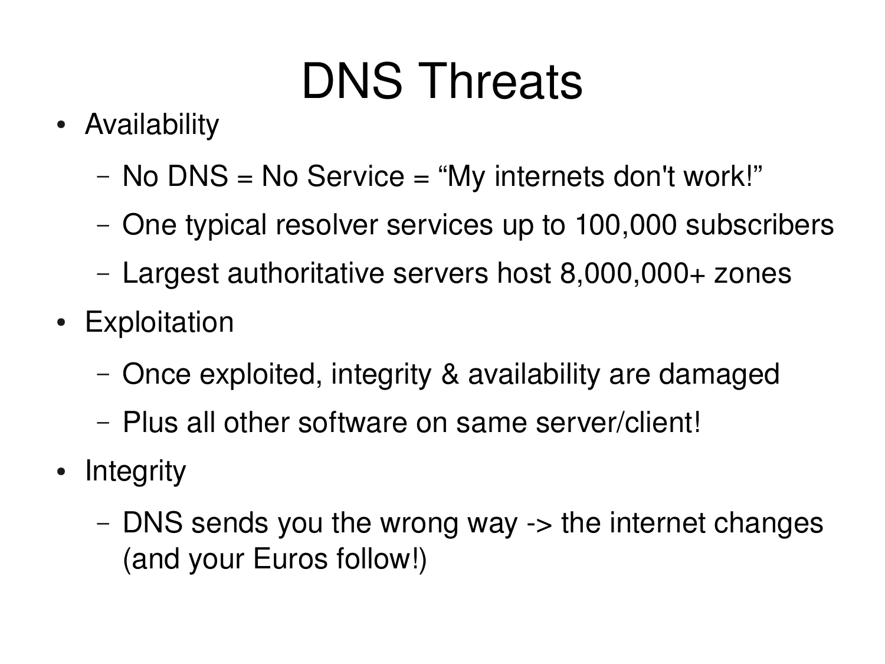# DNS Threats

- Availability
  - No DNS = No Service = “My internets don't work!”
  - One typical resolver services up to 100,000 subscribers
  - Largest authoritative servers host 8,000,000+ zones
- Exploitation
  - Once exploited, integrity & availability are damaged
  - Plus all other software on same server/client!
- Integrity
  - DNS sends you the wrong way -> the internet changes (and your Euros follow!)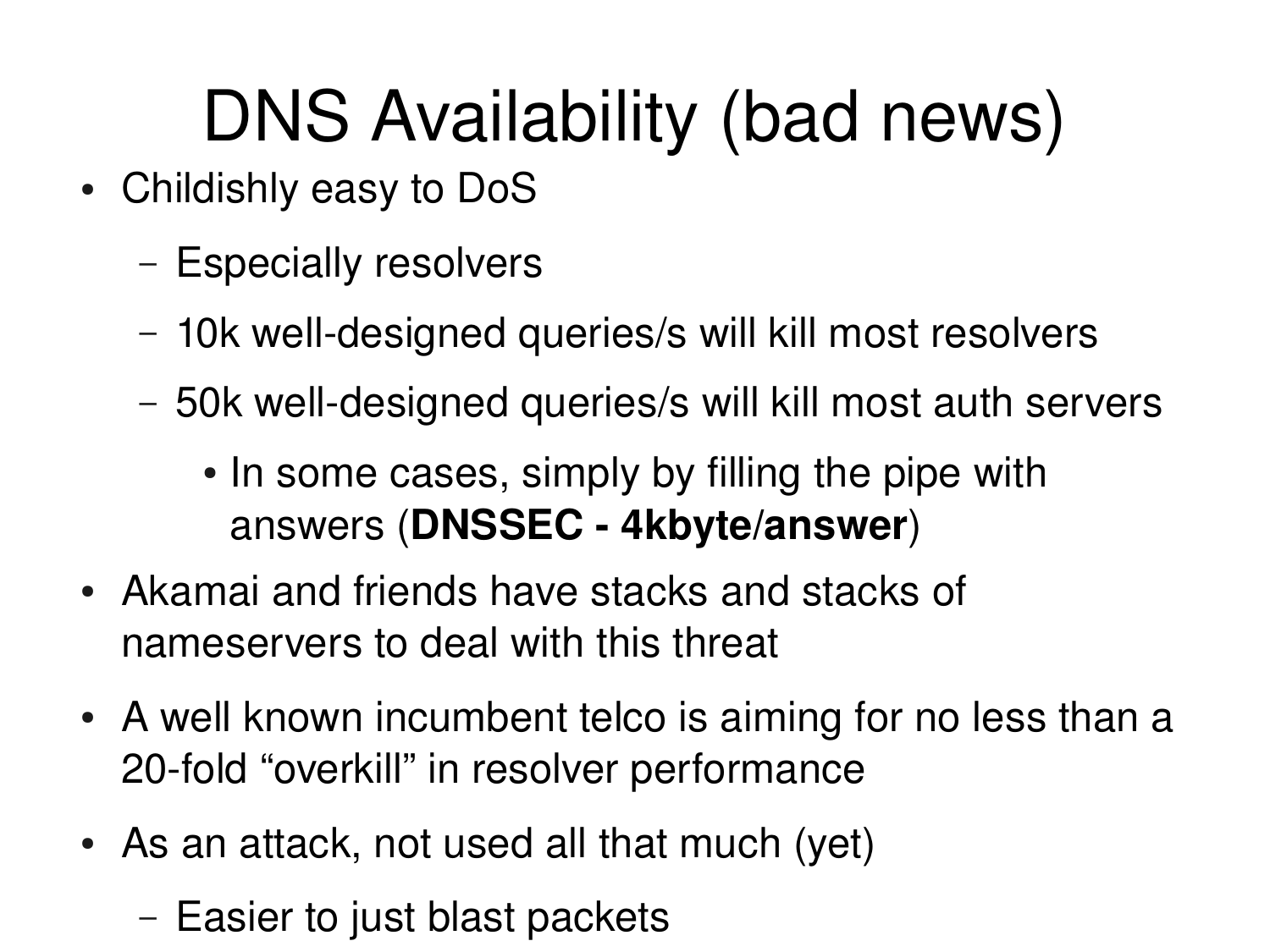# DNS Availability (bad news)

- Childishly easy to DoS
  - Especially resolvers
  - 10k well-designed queries/s will kill most resolvers
  - 50k well-designed queries/s will kill most auth servers
    - In some cases, simply by filling the pipe with answers (**DNSSEC - 4kbyte/answer**)
- Akamai and friends have stacks and stacks of nameservers to deal with this threat
- A well known incumbent telco is aiming for no less than a 20-fold “overkill” in resolver performance
- As an attack, not used all that much (yet)
  - Easier to just blast packets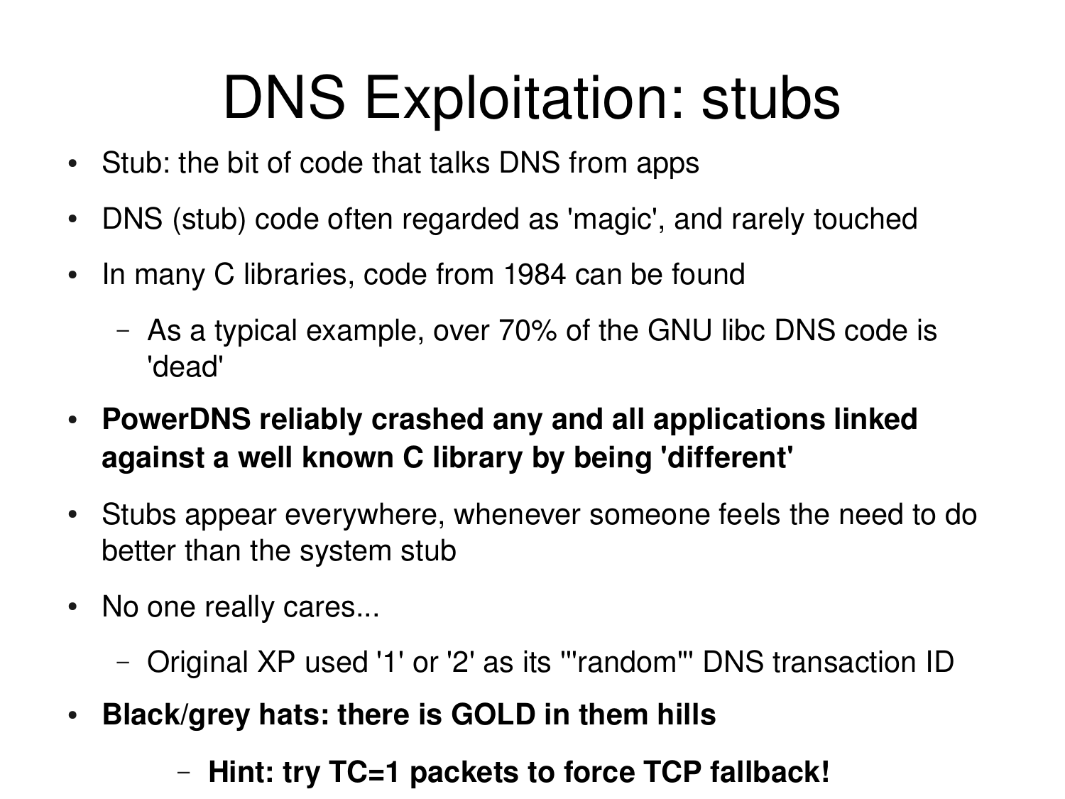# DNS Exploitation: stubs

- Stub: the bit of code that talks DNS from apps
- DNS (stub) code often regarded as 'magic', and rarely touched
- In many C libraries, code from 1984 can be found
  - As a typical example, over 70% of the GNU libc DNS code is 'dead'
- **PowerDNS reliably crashed any and all applications linked against a well known C library by being 'different'**
- Stubs appear everywhere, whenever someone feels the need to do better than the system stub
- No one really cares...
  - Original XP used '1' or '2' as its '''random''' DNS transaction ID
- **Black/grey hats: there is GOLD in them hills**
  - **Hint: try TC=1 packets to force TCP fallback!**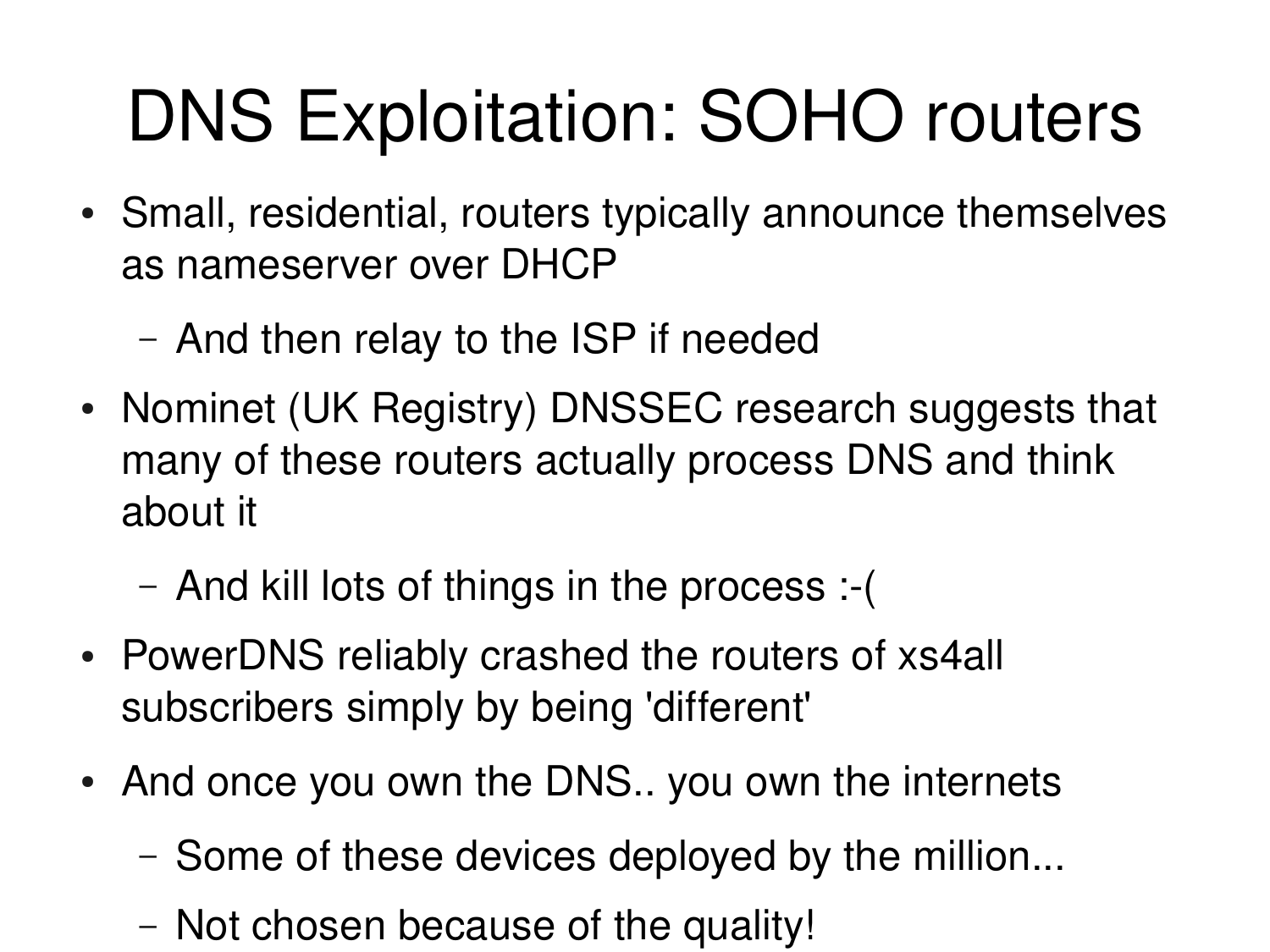# DNS Exploitation: SOHO routers

- Small, residential, routers typically announce themselves as nameserver over DHCP
  - And then relay to the ISP if needed
- Nominet (UK Registry) DNSSEC research suggests that many of these routers actually process DNS and think about it
  - And kill lots of things in the process :-(
- PowerDNS reliably crashed the routers of xs4all subscribers simply by being 'different'
- And once you own the DNS.. you own the internets
  - Some of these devices deployed by the million...
  - Not chosen because of the quality!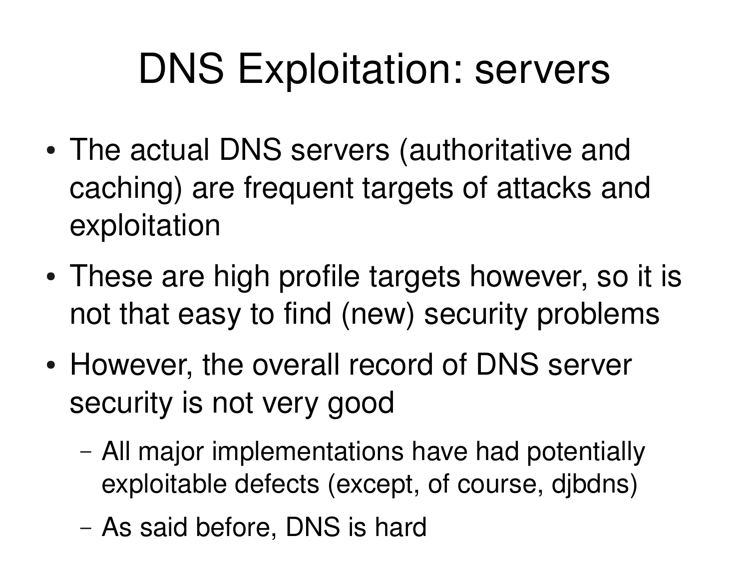# DNS Exploitation: servers

- The actual DNS servers (authoritative and caching) are frequent targets of attacks and exploitation
- These are high profile targets however, so it is not that easy to find (new) security problems
- However, the overall record of DNS server security is not very good
  - All major implementations have had potentially exploitable defects (except, of course, djbdns)
  - As said before, DNS is hard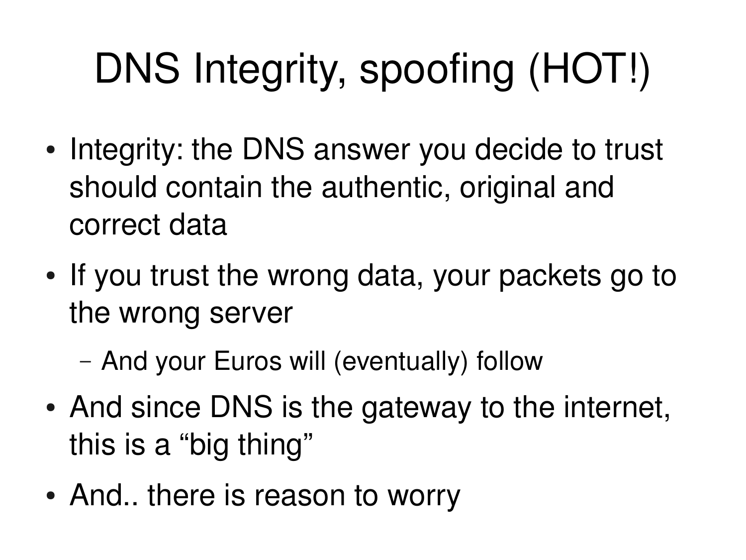# DNS Integrity, spoofing (HOT!)

- Integrity: the DNS answer you decide to trust should contain the authentic, original and correct data
- If you trust the wrong data, your packets go to the wrong server
  - And your Euros will (eventually) follow
- And since DNS is the gateway to the internet, this is a “big thing”
- And.. there is reason to worry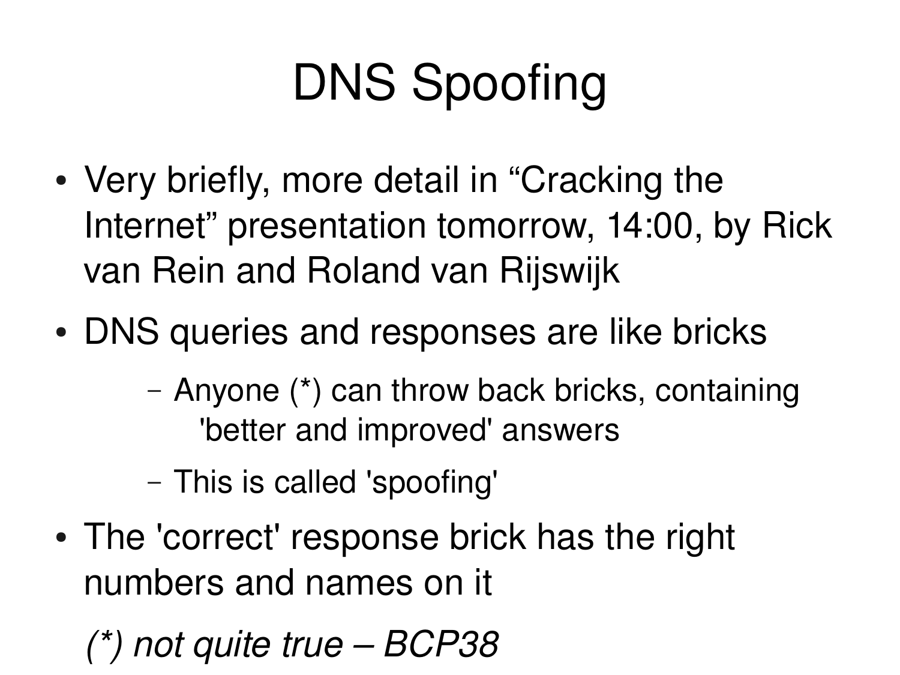# DNS Spoofing

- Very briefly, more detail in “Cracking the Internet” presentation tomorrow, 14:00, by Rick van Rein and Roland van Rijswijk
- DNS queries and responses are like bricks
  - Anyone (*) can throw back bricks, containing 'better and improved' answers
  - This is called 'spoofing'
- The 'correct' response brick has the right numbers and names on it

*(*) not quite true – BCP38*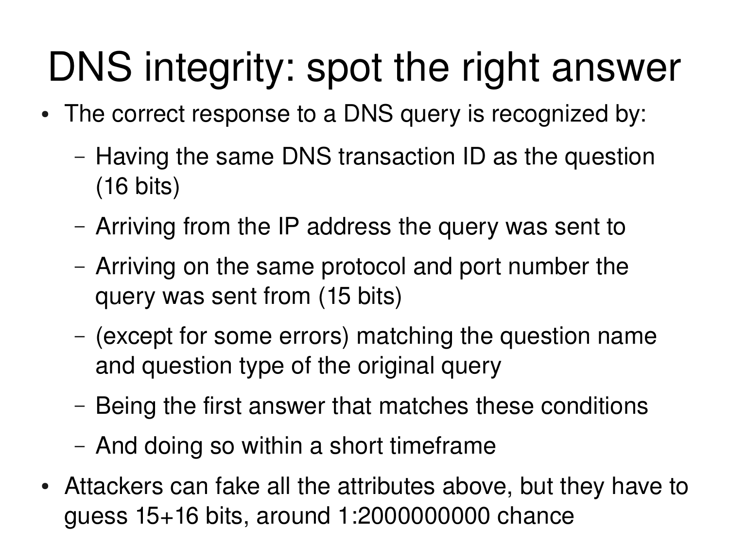# DNS integrity: spot the right answer

- The correct response to a DNS query is recognized by:
  - Having the same DNS transaction ID as the question (16 bits)
  - Arriving from the IP address the query was sent to
  - Arriving on the same protocol and port number the query was sent from (15 bits)
  - (except for some errors) matching the question name and question type of the original query
  - Being the first answer that matches these conditions
  - And doing so within a short timeframe
- Attackers can fake all the attributes above, but they have to guess 15+16 bits, around 1:2000000000 chance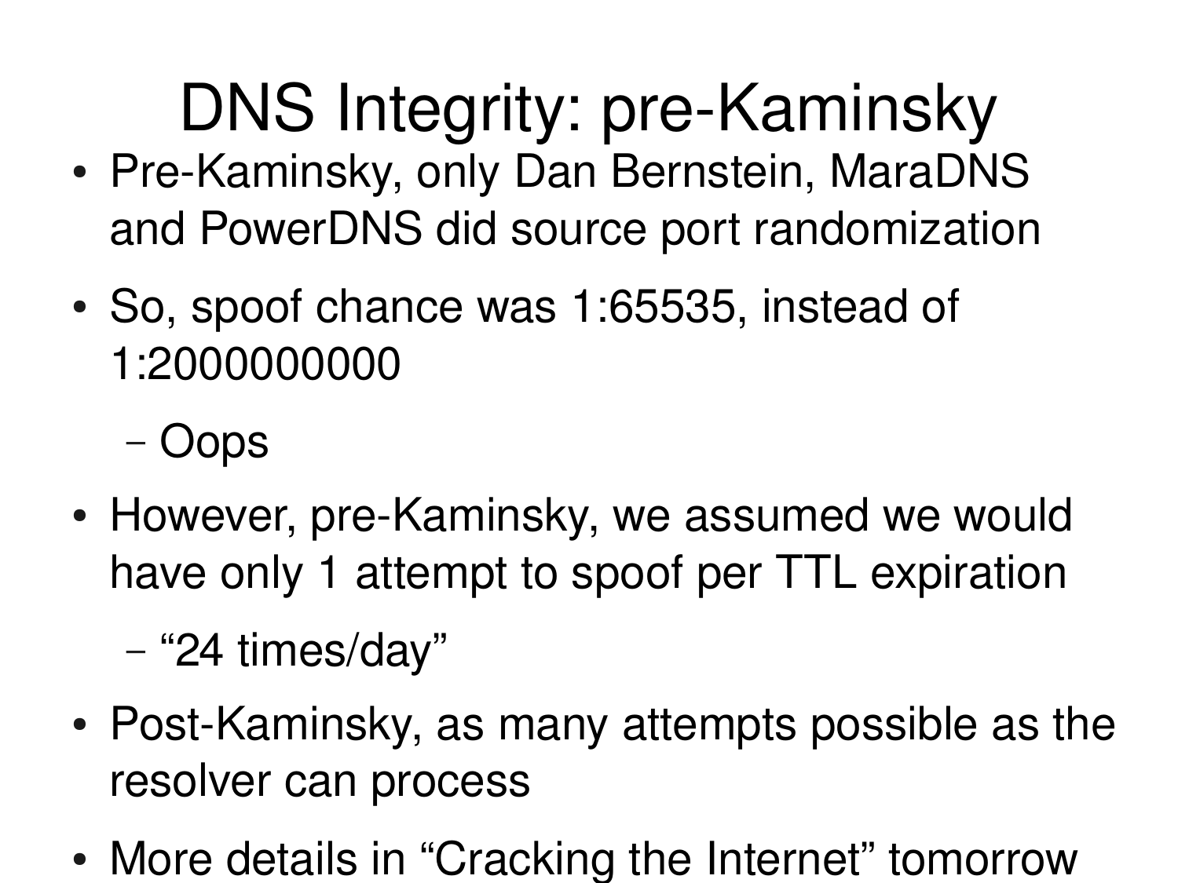# DNS Integrity: pre-Kaminsky

- Pre-Kaminsky, only Dan Bernstein, MaraDNS and PowerDNS did source port randomization
- So, spoof chance was 1:65535, instead of 1:2000000000
  - Oops
- However, pre-Kaminsky, we assumed we would have only 1 attempt to spoof per TTL expiration
  - “24 times/day”
- Post-Kaminsky, as many attempts possible as the resolver can process
- More details in “Cracking the Internet” tomorrow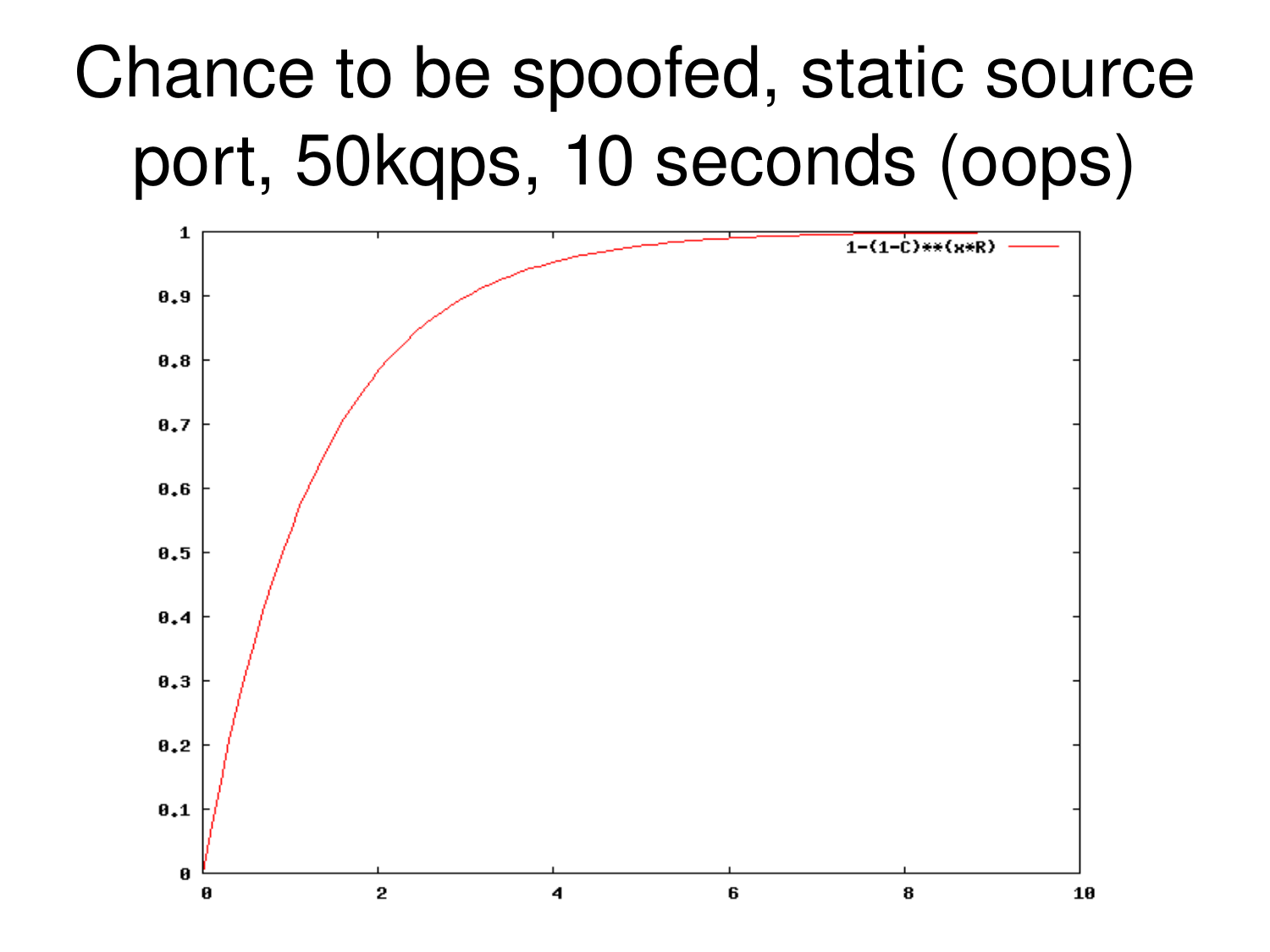# Chance to be spoofed, static source port, 50kqps, 10 seconds (oops)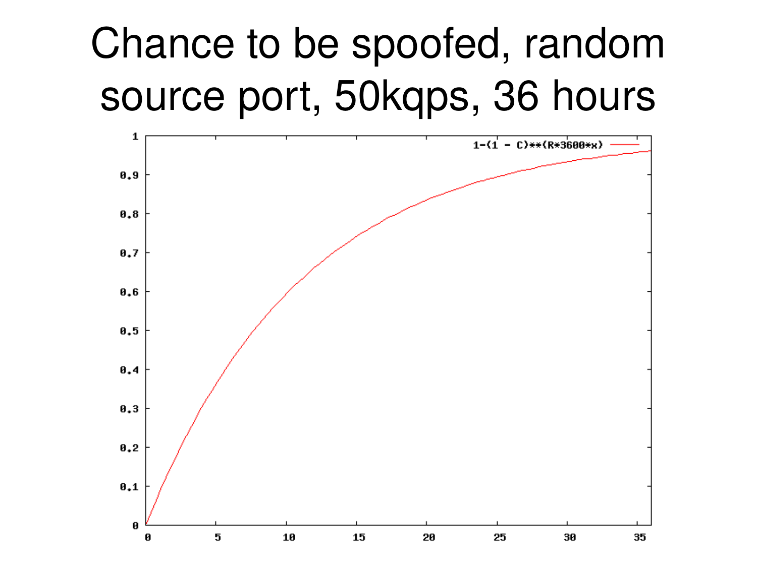# Chance to be spoofed, random source port, 50kqps, 36 hours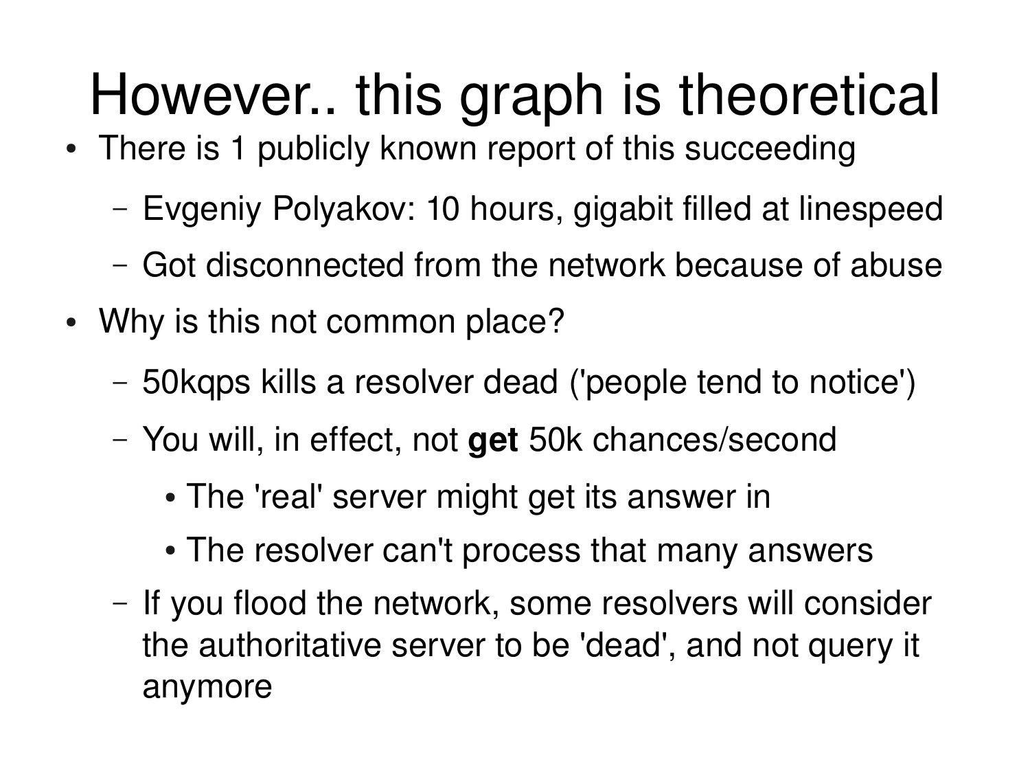# However.. this graph is theoretical

- There is 1 publicly known report of this succeeding
  - Evgeniy Polyakov: 10 hours, gigabit filled at linespeed
  - Got disconnected from the network because of abuse
- Why is this not common place?
  - 50kqps kills a resolver dead ('people tend to notice')
  - You will, in effect, not **get** 50k chances/second
    - The 'real' server might get its answer in
    - The resolver can't process that many answers
  - If you flood the network, some resolvers will consider the authoritative server to be 'dead', and not query it anymore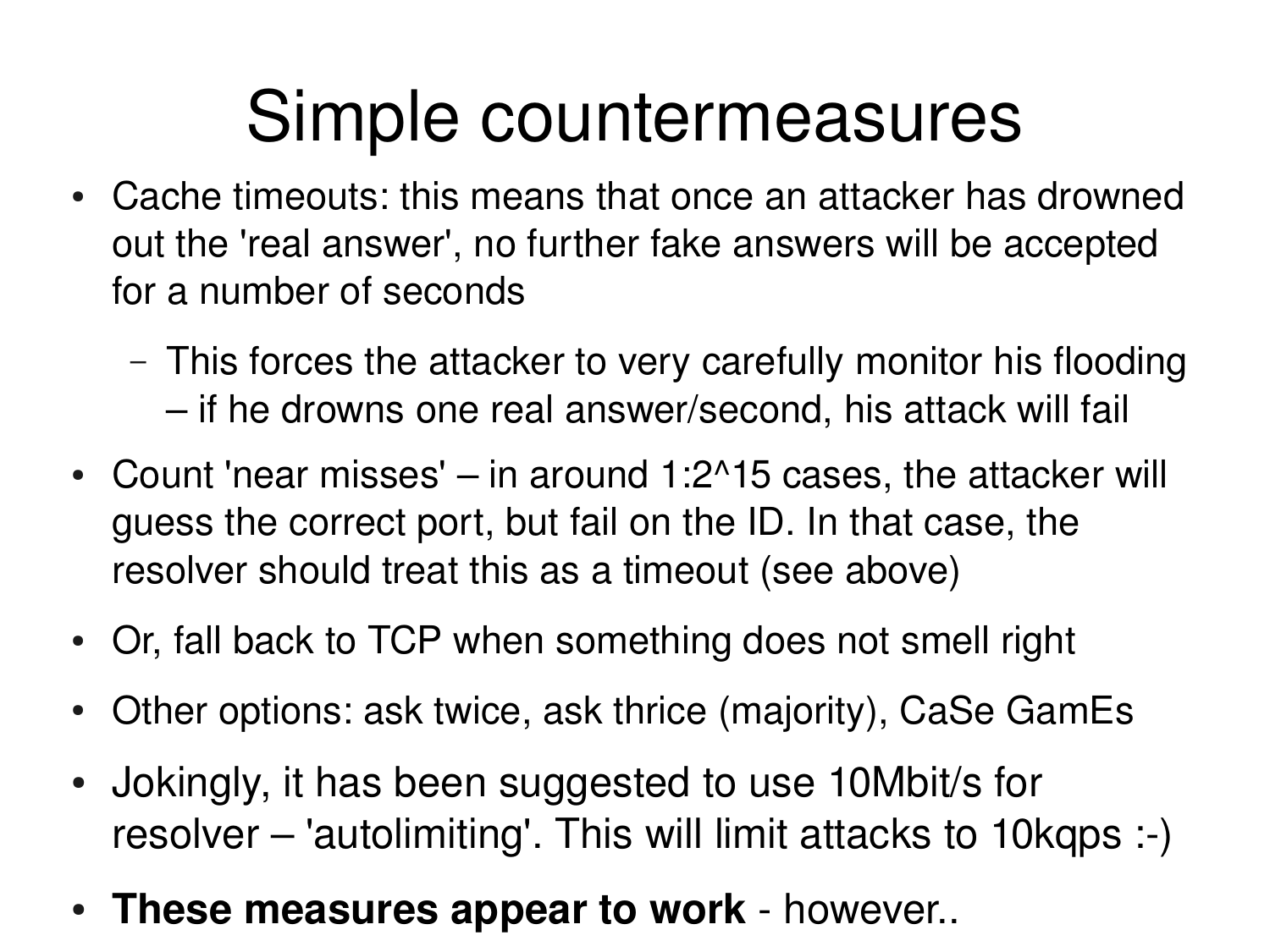# Simple countermeasures

- Cache timeouts: this means that once an attacker has drowned out the 'real answer', no further fake answers will be accepted for a number of seconds
  - This forces the attacker to very carefully monitor his flooding – if he drowns one real answer/second, his attack will fail
- Count 'near misses' – in around 1:2^15 cases, the attacker will guess the correct port, but fail on the ID. In that case, the resolver should treat this as a timeout (see above)
- Or, fall back to TCP when something does not smell right
- Other options: ask twice, ask thrice (majority), CaSe GamEs
- Jokingly, it has been suggested to use 10Mbit/s for resolver – 'autolimiting'. This will limit attacks to 10kqps :-)
- **These measures appear to work** - however..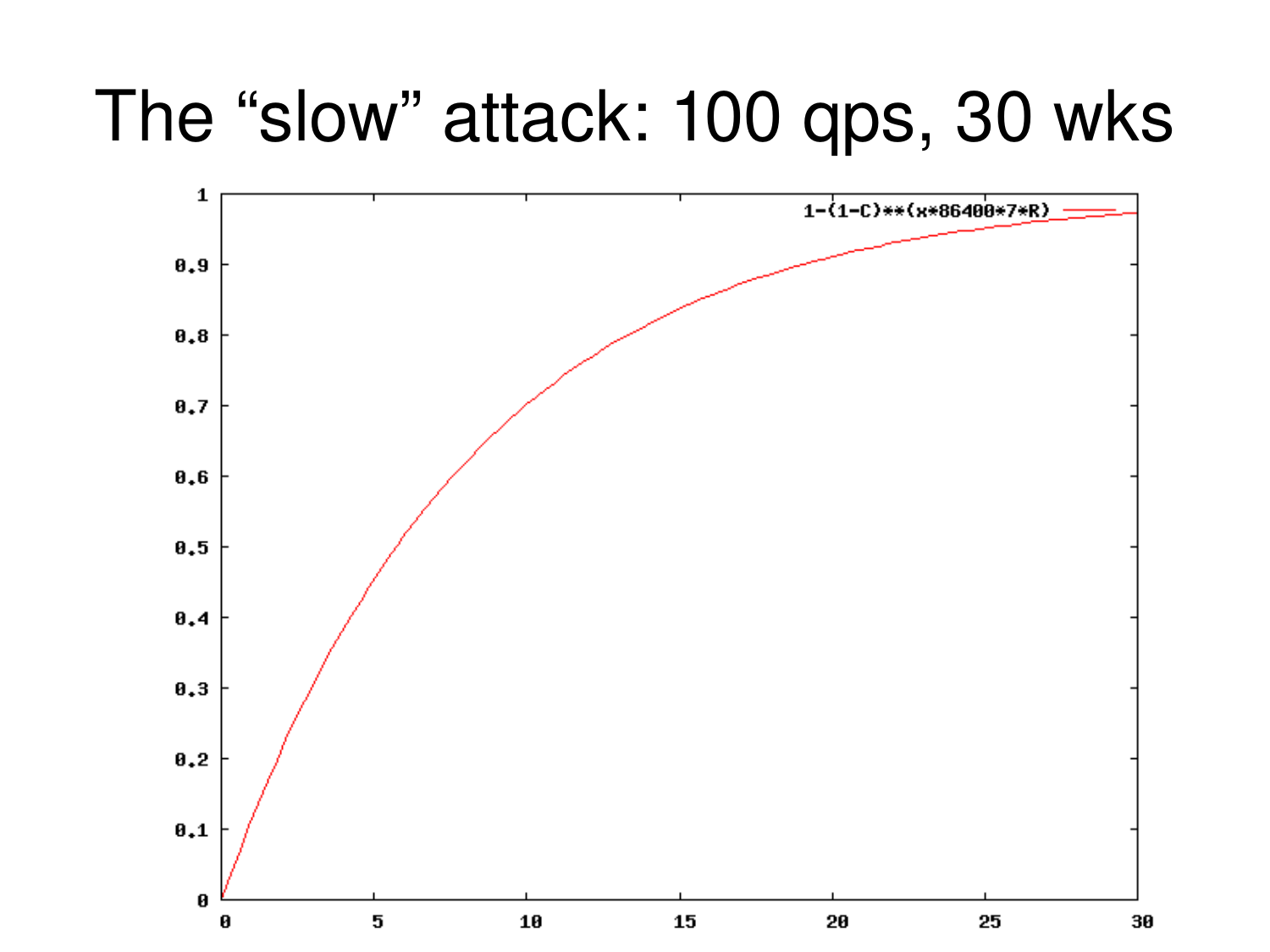# The “slow” attack: 100 qps, 30 wks

1-(1-C)**(x*86400*7*R)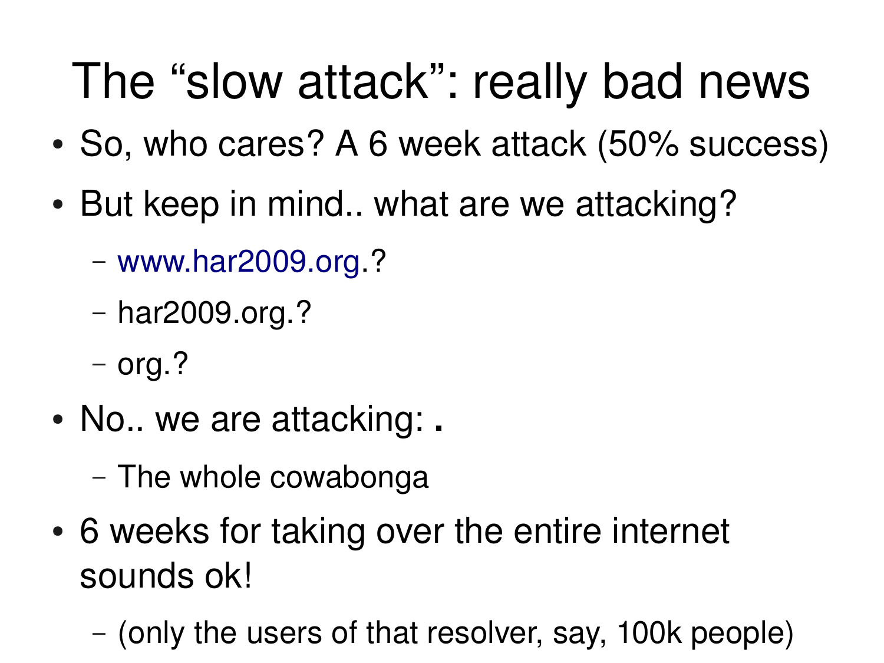# The “slow attack”: really bad news

- So, who cares? A 6 week attack (50% success)
- But keep in mind.. what are we attacking?
  - www.har2009.org.?
  - har2009.org.?
  - org.?
- No.. we are attacking: **.**
  - The whole cowabonga
- 6 weeks for taking over the entire internet sounds ok!
  - (only the users of that resolver, say, 100k people)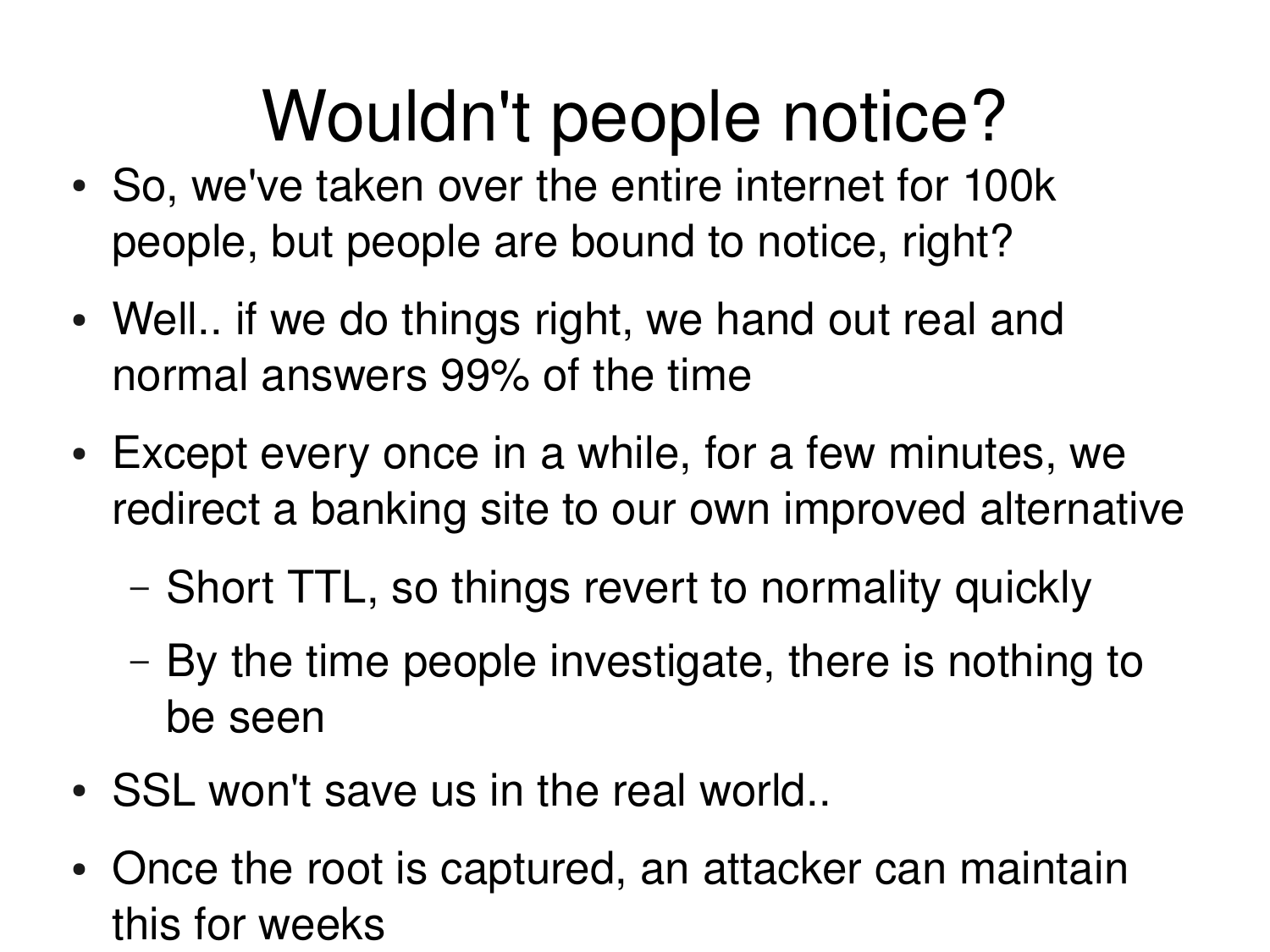# Wouldn't people notice?

- So, we've taken over the entire internet for 100k people, but people are bound to notice, right?
- Well.. if we do things right, we hand out real and normal answers 99% of the time
- Except every once in a while, for a few minutes, we redirect a banking site to our own improved alternative
  - Short TTL, so things revert to normality quickly
  - By the time people investigate, there is nothing to be seen
- SSL won't save us in the real world..
- Once the root is captured, an attacker can maintain this for weeks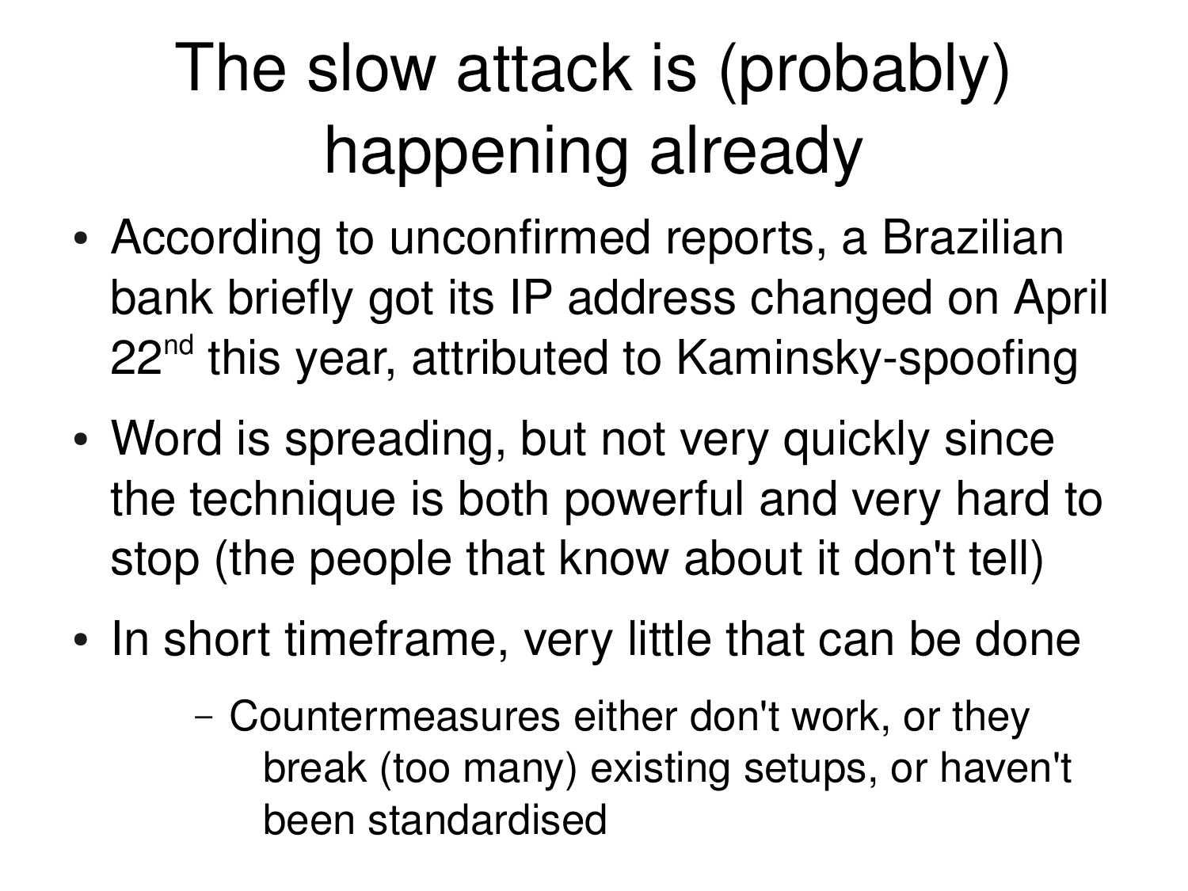# The slow attack is (probably) happening already

- According to unconfirmed reports, a Brazilian bank briefly got its IP address changed on April 22nd this year, attributed to Kaminsky-spoofing
- Word is spreading, but not very quickly since the technique is both powerful and very hard to stop (the people that know about it don't tell)
- In short timeframe, very little that can be done
  - Countermeasures either don't work, or they break (too many) existing setups, or haven't been standardised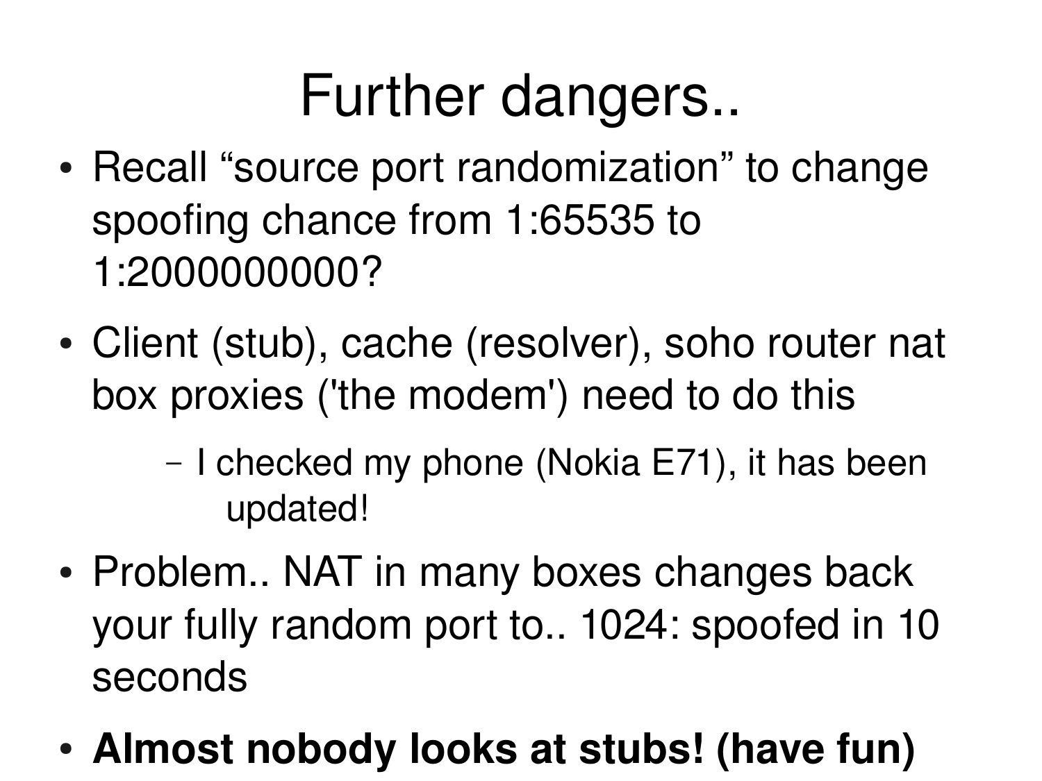# Further dangers..

- Recall “source port randomization” to change spoofing chance from 1:65535 to 1:2000000000?
- Client (stub), cache (resolver), soho router nat box proxies ('the modem') need to do this
  - I checked my phone (Nokia E71), it has been updated!
- Problem.. NAT in many boxes changes back your fully random port to.. 1024: spoofed in 10 seconds
- **Almost nobody looks at stubs! (have fun)**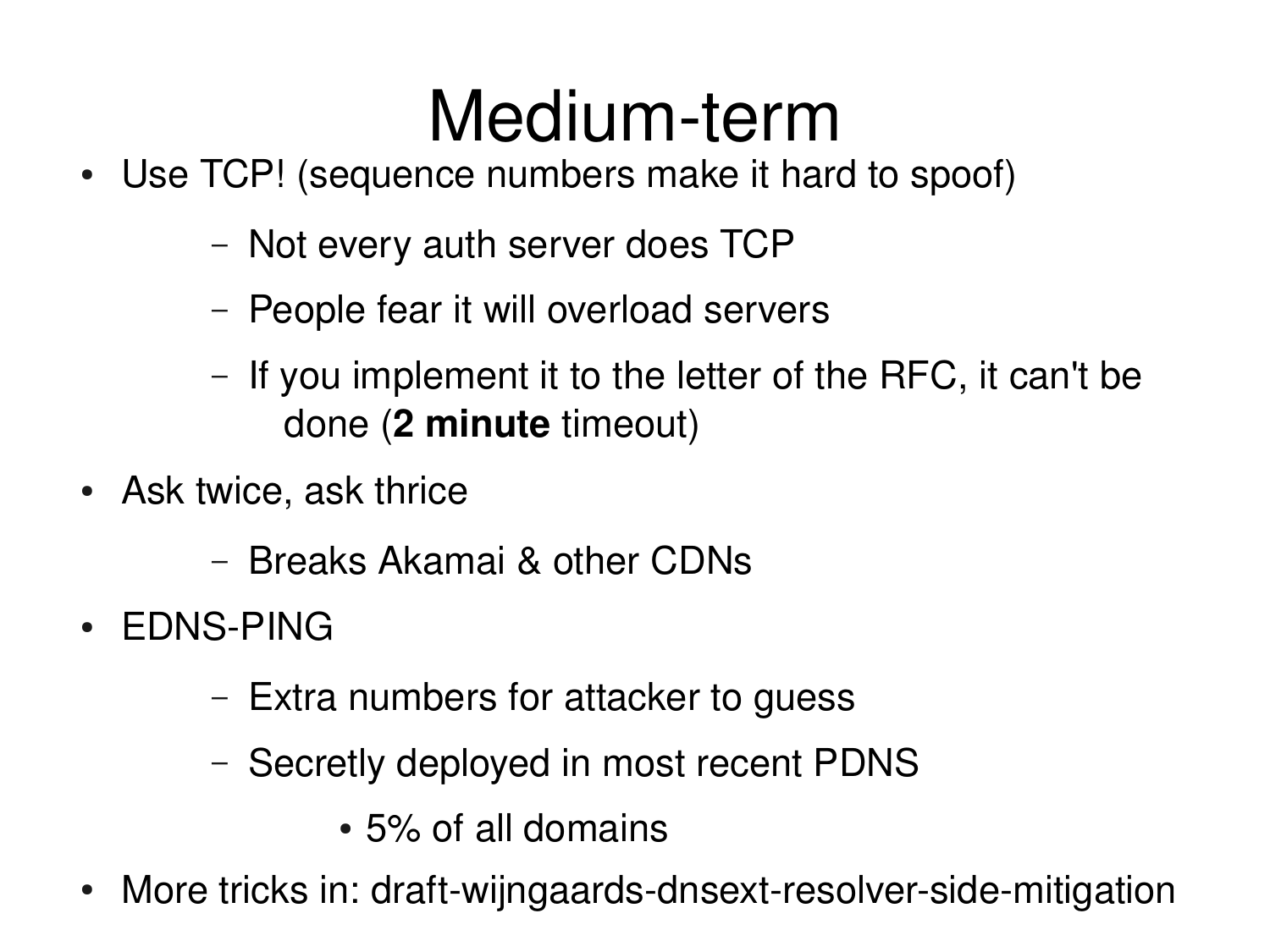# Medium-term

- Use TCP! (sequence numbers make it hard to spoof)
  - Not every auth server does TCP
  - People fear it will overload servers
  - If you implement it to the letter of the RFC, it can't be done (**2 minute** timeout)
- Ask twice, ask thrice
  - Breaks Akamai & other CDNs
- EDNS-PING
  - Extra numbers for attacker to guess
  - Secretly deployed in most recent PDNS
    - 5% of all domains
- More tricks in: draft-wijngaards-dnsext-resolver-side-mitigation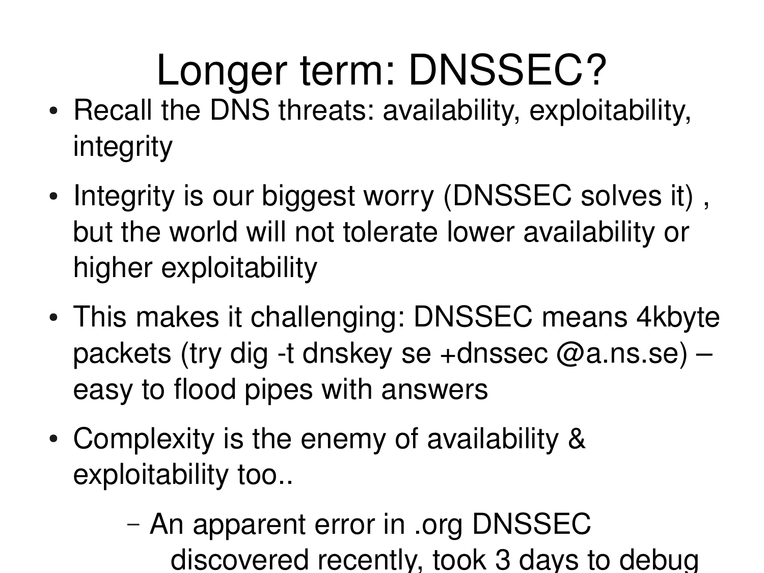# Longer term: DNSSEC?

- Recall the DNS threats: availability, exploitability, integrity
- Integrity is our biggest worry (DNSSEC solves it) , but the world will not tolerate lower availability or higher exploitability
- This makes it challenging: DNSSEC means 4kbyte packets (try dig -t dnskey se +dnssec @a.ns.se) – easy to flood pipes with answers
- Complexity is the enemy of availability & exploitability too..
  - An apparent error in .org DNSSEC discovered recently, took 3 days to debug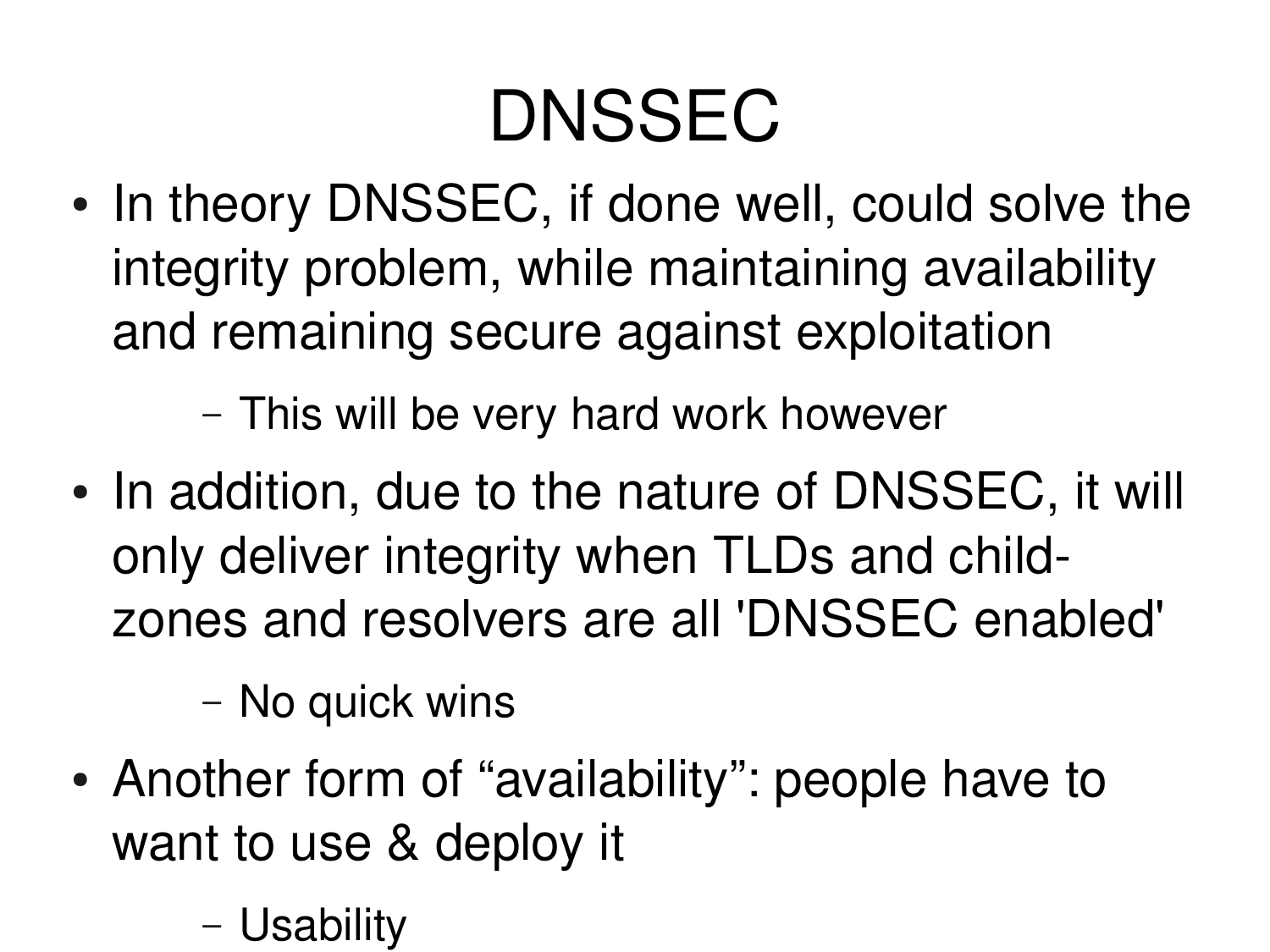# DNSSEC

- In theory DNSSEC, if done well, could solve the integrity problem, while maintaining availability and remaining secure against exploitation
  - This will be very hard work however
- In addition, due to the nature of DNSSEC, it will only deliver integrity when TLDs and child-zones and resolvers are all 'DNSSEC enabled'
  - No quick wins
- Another form of “availability”: people have to want to use & deploy it
  - Usability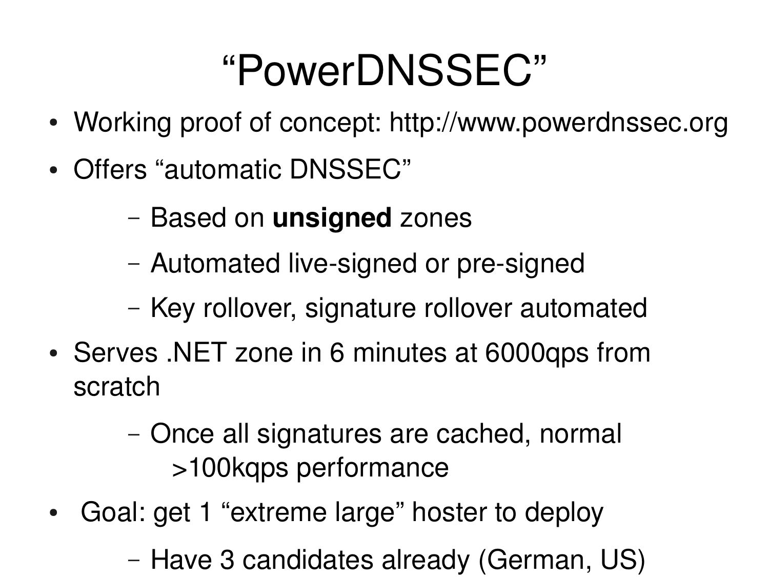# “PowerDNSSEC”

- Working proof of concept: http://www.powerdnssec.org
- Offers “automatic DNSSEC”
  - Based on **unsigned** zones
  - Automated live-signed or pre-signed
  - Key rollover, signature rollover automated
- Serves .NET zone in 6 minutes at 6000qps from scratch
  - Once all signatures are cached, normal >100kqps performance
- Goal: get 1 “extreme large” hoster to deploy
  - Have 3 candidates already (German, US)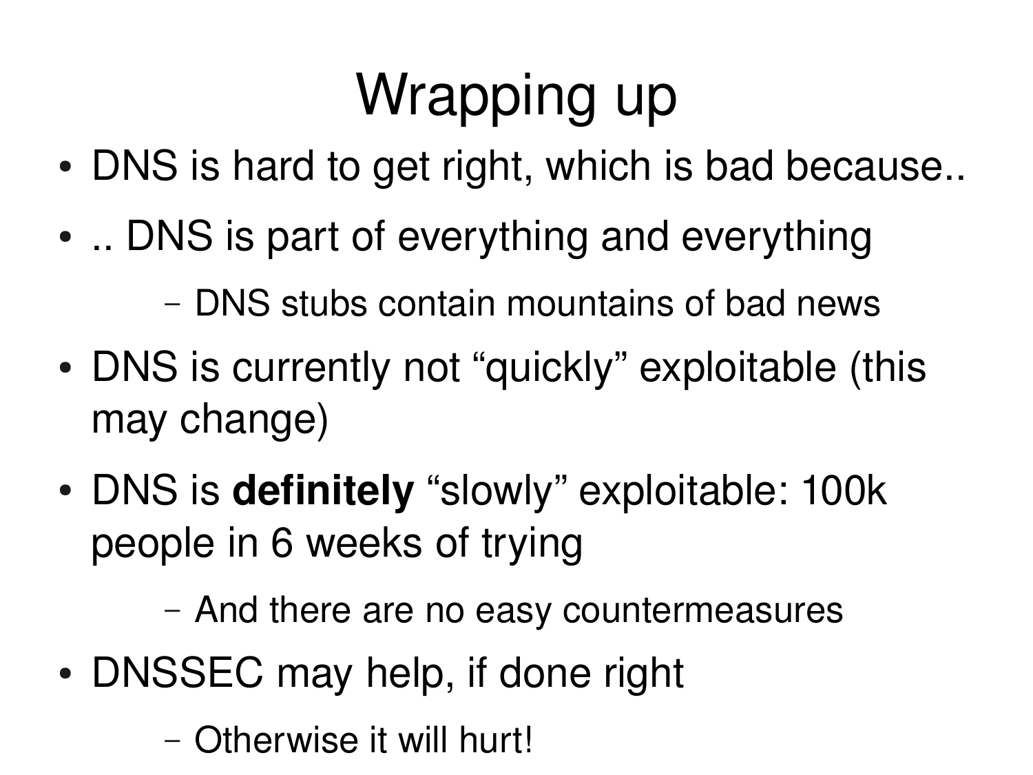# Wrapping up

- DNS is hard to get right, which is bad because..
- .. DNS is part of everything and everything
  - DNS stubs contain mountains of bad news
- DNS is currently not “quickly” exploitable (this may change)
- DNS is **definitely** “slowly” exploitable: 100k people in 6 weeks of trying
  - And there are no easy countermeasures
- DNSSEC may help, if done right
  - Otherwise it will hurt!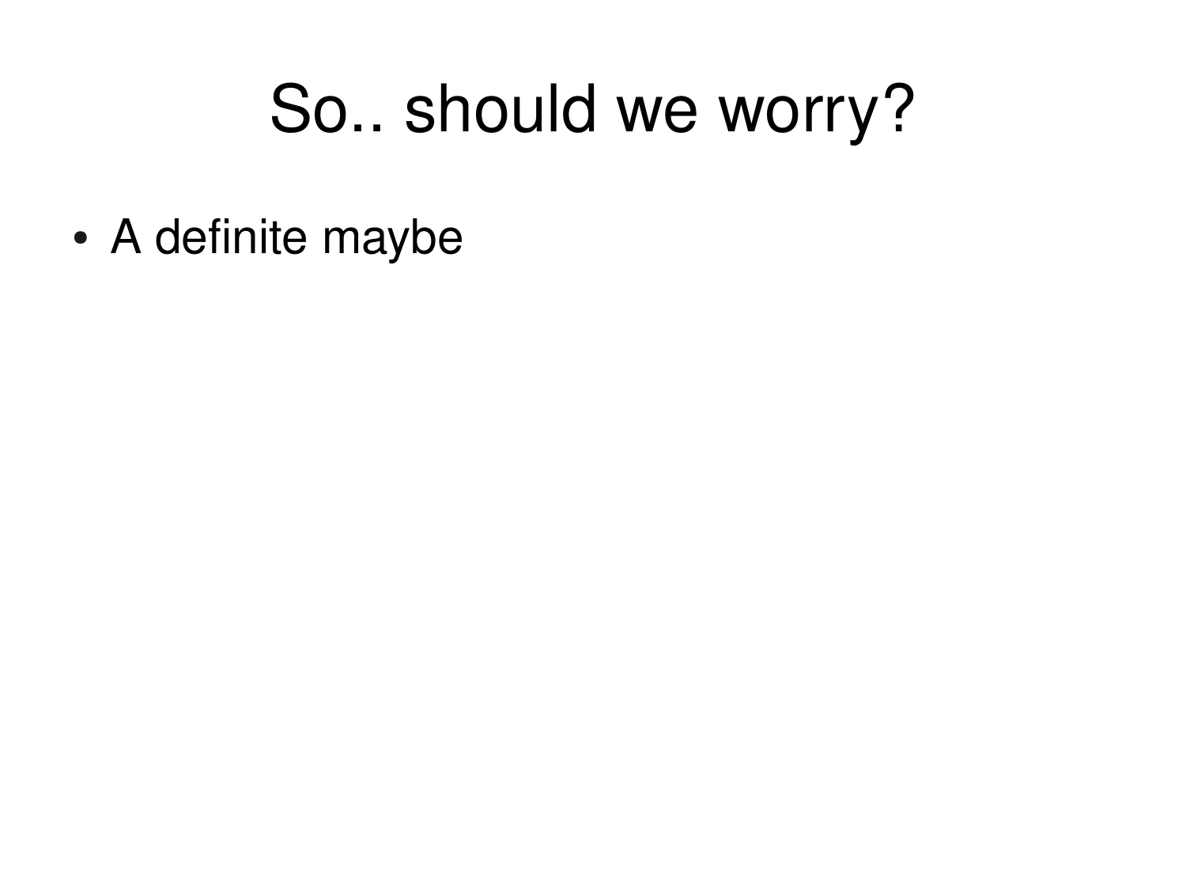# So.. should we worry?

- A definite maybe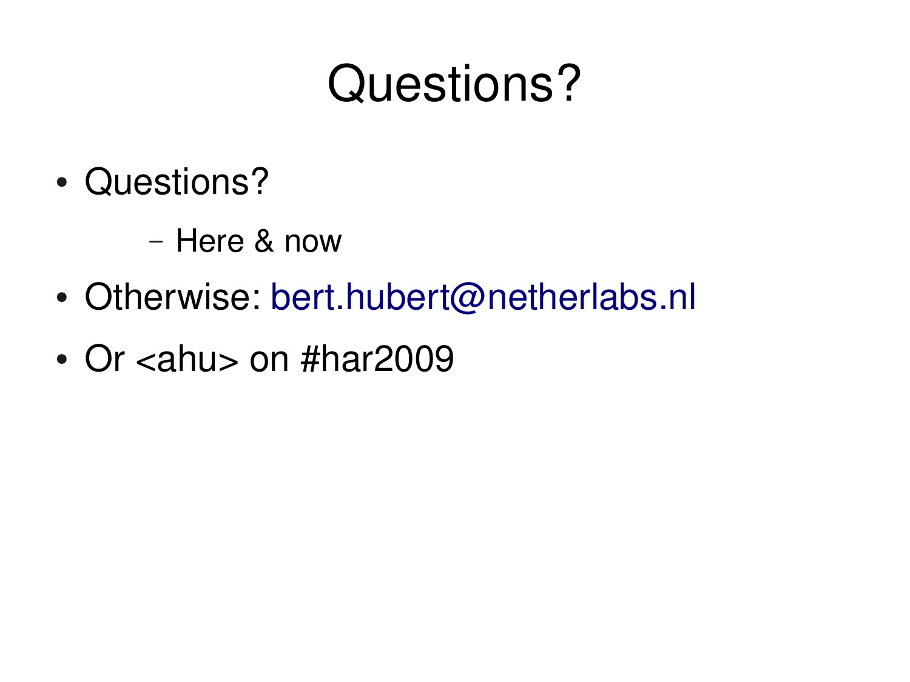# Questions?

- Questions?
  - Here & now
- Otherwise: bert.hubert@netherlabs.nl
- Or <ahu> on #har2009